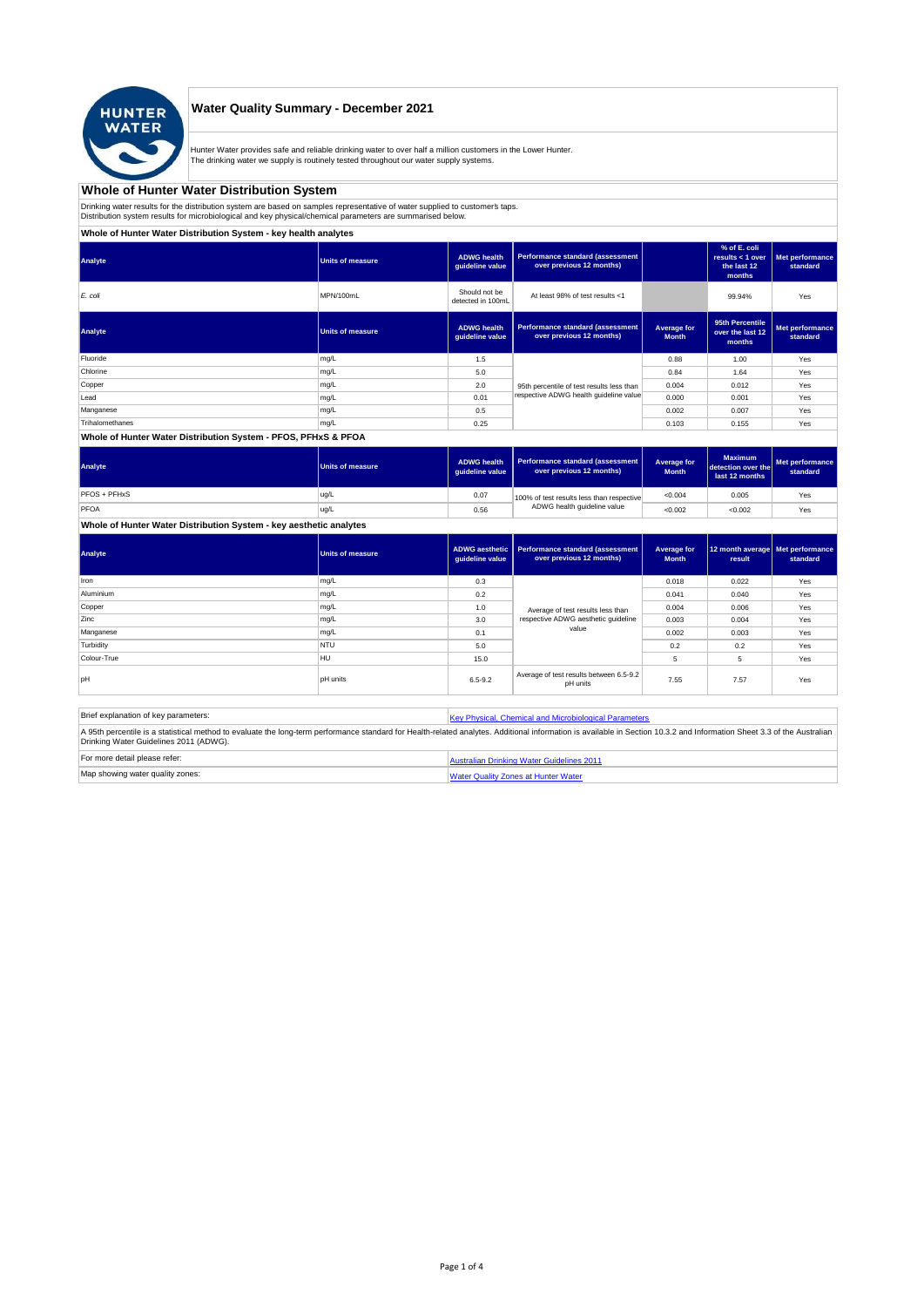# Water Quality Summary - December 2021

Hunter Water provides safe and reliable drinking water to over half a million customers in the Lower Hunter.
The drinking water we supply is routinely tested throughout our water supply systems.

## Whole of Hunter Water Distribution System

Drinking water results for the distribution system are based on samples representative of water supplied to customer's taps.
Distribution system results for microbiological and key physical/chemical parameters are summarised below.

### Whole of Hunter Water Distribution System - key health analytes

| Analyte | Units of measure | ADWG health guideline value | Performance standard (assessment over previous 12 months) | | % of E. coli results < 1 over the last 12 months | Met performance standard |
|---|---|---|---|---|---|---|
| *E. coli* | MPN/100mL | Should not be detected in 100mL | At least 98% of test results <1 | | 99.94% | Yes |

| Analyte | Units of measure | ADWG health guideline value | Performance standard (assessment over previous 12 months) | Average for Month | 95th Percentile over the last 12 months | Met performance standard |
|---|---|---|---|---|---|---|
| Fluoride | mg/L | 1.5 | 95th percentile of test results less than respective ADWG health guideline value | 0.88 | 1.00 | Yes |
| Chlorine | mg/L | 5.0 | | 0.84 | 1.64 | Yes |
| Copper | mg/L | 2.0 | | 0.004 | 0.012 | Yes |
| Lead | mg/L | 0.01 | | 0.000 | 0.001 | Yes |
| Manganese | mg/L | 0.5 | | 0.002 | 0.007 | Yes |
| Trihalomethanes | mg/L | 0.25 | | 0.103 | 0.155 | Yes |

### Whole of Hunter Water Distribution System - PFOS, PFHxS & PFOA

| Analyte | Units of measure | ADWG health guideline value | Performance standard (assessment over previous 12 months) | Average for Month | Maximum detection over the last 12 months | Met performance standard |
|---|---|---|---|---|---|---|
| PFOS + PFHxS | ug/L | 0.07 | 100% of test results less than respective ADWG health guideline value | <0.004 | 0.005 | Yes |
| PFOA | ug/L | 0.56 | | <0.002 | <0.002 | Yes |

### Whole of Hunter Water Distribution System - key aesthetic analytes

| Analyte | Units of measure | ADWG aesthetic guideline value | Performance standard (assessment over previous 12 months) | Average for Month | 12 month average result | Met performance standard |
|---|---|---|---|---|---|---|
| Iron | mg/L | 0.3 | Average of test results less than respective ADWG aesthetic guideline value | 0.018 | 0.022 | Yes |
| Aluminium | mg/L | 0.2 | | 0.041 | 0.040 | Yes |
| Copper | mg/L | 1.0 | | 0.004 | 0.006 | Yes |
| Zinc | mg/L | 3.0 | | 0.003 | 0.004 | Yes |
| Manganese | mg/L | 0.1 | | 0.002 | 0.003 | Yes |
| Turbidity | NTU | 5.0 | | 0.2 | 0.2 | Yes |
| Colour-True | HU | 15.0 | | 5 | 5 | Yes |
| pH | pH units | 6.5-9.2 | Average of test results between 6.5-9.2 pH units | 7.55 | 7.57 | Yes |

| Brief explanation of key parameters: | Key Physical, Chemical and Microbiological Parameters |
|---|---|
| A 95th percentile is a statistical method to evaluate the long-term performance standard for Health-related analytes. Additional information is available in Section 10.3.2 and Information Sheet 3.3 of the Australian Drinking Water Guidelines 2011 (ADWG). | |
| For more detail please refer: | Australian Drinking Water Guidelines 2011 |
| Map showing water quality zones: | Water Quality Zones at Hunter Water |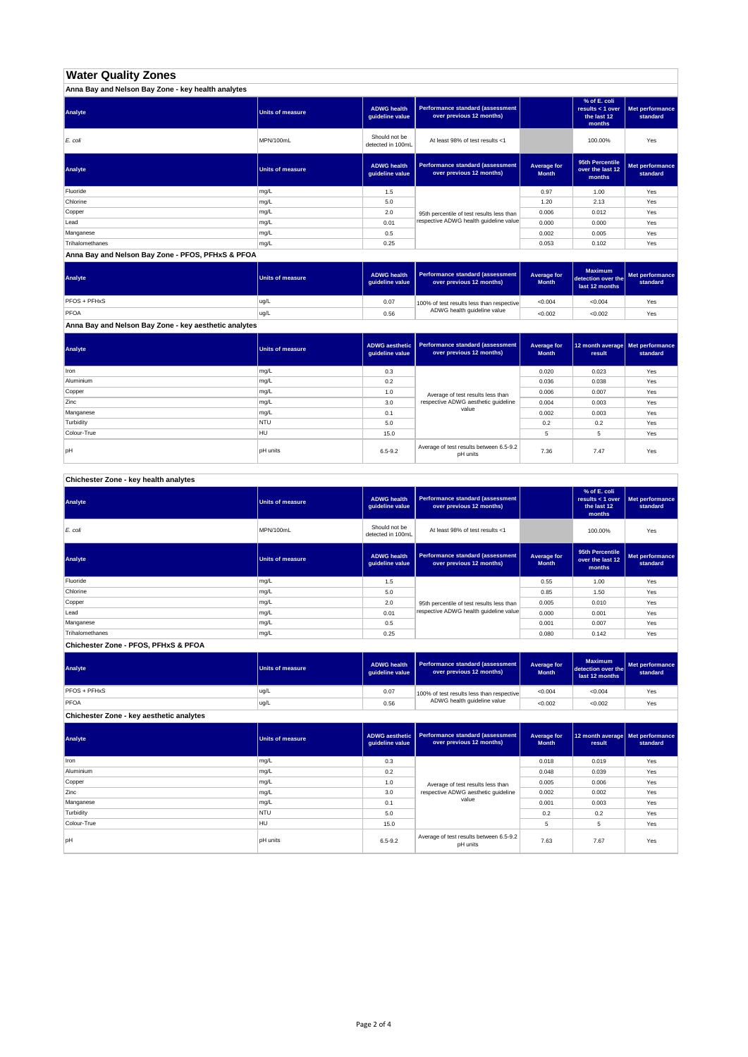# Water Quality Zones

## Anna Bay and Nelson Bay Zone - key health analytes

| Analyte | Units of measure | ADWG health guideline value | Performance standard (assessment over previous 12 months) | | % of E. coli results < 1 over the last 12 months | Met performance standard |
|---|---|---|---|---|---|---|
| *E. coli* | MPN/100mL | Should not be detected in 100mL | At least 98% of test results <1 | | 100.00% | Yes |

| Analyte | Units of measure | ADWG health guideline value | Performance standard (assessment over previous 12 months) | Average for Month | 95th Percentile over the last 12 months | Met performance standard |
|---|---|---|---|---|---|---|
| Fluoride | mg/L | 1.5 | 95th percentile of test results less than respective ADWG health guideline value | 0.97 | 1.00 | Yes |
| Chlorine | mg/L | 5.0 | | 1.20 | 2.13 | Yes |
| Copper | mg/L | 2.0 | | 0.006 | 0.012 | Yes |
| Lead | mg/L | 0.01 | | 0.000 | 0.000 | Yes |
| Manganese | mg/L | 0.5 | | 0.002 | 0.005 | Yes |
| Trihalomethanes | mg/L | 0.25 | | 0.053 | 0.102 | Yes |

## Anna Bay and Nelson Bay Zone - PFOS, PFHxS & PFOA

| Analyte | Units of measure | ADWG health guideline value | Performance standard (assessment over previous 12 months) | Average for Month | Maximum detection over the last 12 months | Met performance standard |
|---|---|---|---|---|---|---|
| PFOS + PFHxS | ug/L | 0.07 | 100% of test results less than respective ADWG health guideline value | <0.004 | <0.004 | Yes |
| PFOA | ug/L | 0.56 | | <0.002 | <0.002 | Yes |

## Anna Bay and Nelson Bay Zone - key aesthetic analytes

| Analyte | Units of measure | ADWG aesthetic guideline value | Performance standard (assessment over previous 12 months) | Average for Month | 12 month average result | Met performance standard |
|---|---|---|---|---|---|---|
| Iron | mg/L | 0.3 | Average of test results less than respective ADWG aesthetic guideline value | 0.020 | 0.023 | Yes |
| Aluminium | mg/L | 0.2 | | 0.036 | 0.038 | Yes |
| Copper | mg/L | 1.0 | | 0.006 | 0.007 | Yes |
| Zinc | mg/L | 3.0 | | 0.004 | 0.003 | Yes |
| Manganese | mg/L | 0.1 | | 0.002 | 0.003 | Yes |
| Turbidity | NTU | 5.0 | | 0.2 | 0.2 | Yes |
| Colour-True | HU | 15.0 | | 5 | 5 | Yes |
| pH | pH units | 6.5-9.2 | Average of test results between 6.5-9.2 pH units | 7.36 | 7.47 | Yes |

## Chichester Zone - key health analytes

| Analyte | Units of measure | ADWG health guideline value | Performance standard (assessment over previous 12 months) | | % of E. coli results < 1 over the last 12 months | Met performance standard |
|---|---|---|---|---|---|---|
| *E. coli* | MPN/100mL | Should not be detected in 100mL | At least 98% of test results <1 | | 100.00% | Yes |

| Analyte | Units of measure | ADWG health guideline value | Performance standard (assessment over previous 12 months) | Average for Month | 95th Percentile over the last 12 months | Met performance standard |
|---|---|---|---|---|---|---|
| Fluoride | mg/L | 1.5 | 95th percentile of test results less than respective ADWG health guideline value | 0.55 | 1.00 | Yes |
| Chlorine | mg/L | 5.0 | | 0.85 | 1.50 | Yes |
| Copper | mg/L | 2.0 | | 0.005 | 0.010 | Yes |
| Lead | mg/L | 0.01 | | 0.000 | 0.001 | Yes |
| Manganese | mg/L | 0.5 | | 0.001 | 0.007 | Yes |
| Trihalomethanes | mg/L | 0.25 | | 0.080 | 0.142 | Yes |

## Chichester Zone - PFOS, PFHxS & PFOA

| Analyte | Units of measure | ADWG health guideline value | Performance standard (assessment over previous 12 months) | Average for Month | Maximum detection over the last 12 months | Met performance standard |
|---|---|---|---|---|---|---|
| PFOS + PFHxS | ug/L | 0.07 | 100% of test results less than respective ADWG health guideline value | <0.004 | <0.004 | Yes |
| PFOA | ug/L | 0.56 | | <0.002 | <0.002 | Yes |

## Chichester Zone - key aesthetic analytes

| Analyte | Units of measure | ADWG aesthetic guideline value | Performance standard (assessment over previous 12 months) | Average for Month | 12 month average result | Met performance standard |
|---|---|---|---|---|---|---|
| Iron | mg/L | 0.3 | Average of test results less than respective ADWG aesthetic guideline value | 0.018 | 0.019 | Yes |
| Aluminium | mg/L | 0.2 | | 0.048 | 0.039 | Yes |
| Copper | mg/L | 1.0 | | 0.005 | 0.006 | Yes |
| Zinc | mg/L | 3.0 | | 0.002 | 0.002 | Yes |
| Manganese | mg/L | 0.1 | | 0.001 | 0.003 | Yes |
| Turbidity | NTU | 5.0 | | 0.2 | 0.2 | Yes |
| Colour-True | HU | 15.0 | | 5 | 5 | Yes |
| pH | pH units | 6.5-9.2 | Average of test results between 6.5-9.2 pH units | 7.63 | 7.67 | Yes |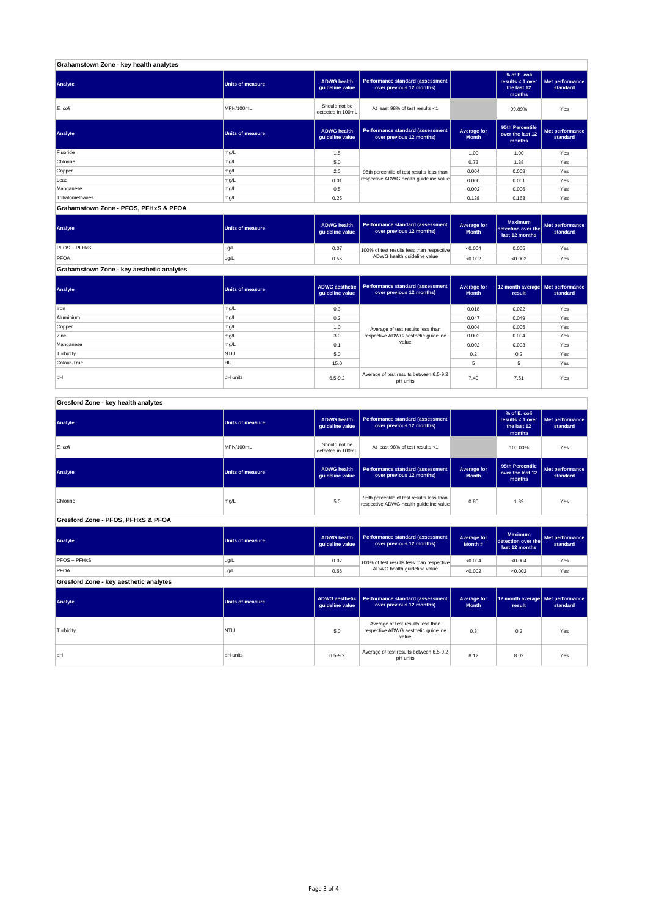## Grahamstown Zone - key health analytes

| Analyte | Units of measure | ADWG health guideline value | Performance standard (assessment over previous 12 months) | | % of E. coli results < 1 over the last 12 months | Met performance standard |
|---|---|---|---|---|---|---|
| *E. coli* | MPN/100mL | Should not be detected in 100mL | At least 98% of test results <1 | | 99.89% | Yes |

| Analyte | Units of measure | ADWG health guideline value | Performance standard (assessment over previous 12 months) | Average for Month | 95th Percentile over the last 12 months | Met performance standard |
|---|---|---|---|---|---|---|
| Fluoride | mg/L | 1.5 | 95th percentile of test results less than respective ADWG health guideline value | 1.00 | 1.00 | Yes |
| Chlorine | mg/L | 5.0 | | 0.73 | 1.38 | Yes |
| Copper | mg/L | 2.0 | | 0.004 | 0.008 | Yes |
| Lead | mg/L | 0.01 | | 0.000 | 0.001 | Yes |
| Manganese | mg/L | 0.5 | | 0.002 | 0.006 | Yes |
| Trihalomethanes | mg/L | 0.25 | | 0.128 | 0.163 | Yes |

## Grahamstown Zone - PFOS, PFHxS & PFOA

| Analyte | Units of measure | ADWG health guideline value | Performance standard (assessment over previous 12 months) | Average for Month | Maximum detection over the last 12 months | Met performance standard |
|---|---|---|---|---|---|---|
| PFOS + PFHxS | ug/L | 0.07 | 100% of test results less than respective ADWG health guideline value | <0.004 | 0.005 | Yes |
| PFOA | ug/L | 0.56 | | <0.002 | <0.002 | Yes |

## Grahamstown Zone - key aesthetic analytes

| Analyte | Units of measure | ADWG aesthetic guideline value | Performance standard (assessment over previous 12 months) | Average for Month | 12 month average result | Met performance standard |
|---|---|---|---|---|---|---|
| Iron | mg/L | 0.3 | Average of test results less than respective ADWG aesthetic guideline value | 0.018 | 0.022 | Yes |
| Aluminium | mg/L | 0.2 | | 0.047 | 0.049 | Yes |
| Copper | mg/L | 1.0 | | 0.004 | 0.005 | Yes |
| Zinc | mg/L | 3.0 | | 0.002 | 0.004 | Yes |
| Manganese | mg/L | 0.1 | | 0.002 | 0.003 | Yes |
| Turbidity | NTU | 5.0 | | 0.2 | 0.2 | Yes |
| Colour-True | HU | 15.0 | | 5 | 5 | Yes |
| pH | pH units | 6.5-9.2 | Average of test results between 6.5-9.2 pH units | 7.49 | 7.51 | Yes |

## Gresford Zone - key health analytes

| Analyte | Units of measure | ADWG health guideline value | Performance standard (assessment over previous 12 months) | | % of E. coli results < 1 over the last 12 months | Met performance standard |
|---|---|---|---|---|---|---|
| *E. coli* | MPN/100mL | Should not be detected in 100mL | At least 98% of test results <1 | | 100.00% | Yes |

| Analyte | Units of measure | ADWG health guideline value | Performance standard (assessment over previous 12 months) | Average for Month | 95th Percentile over the last 12 months | Met performance standard |
|---|---|---|---|---|---|---|
| Chlorine | mg/L | 5.0 | 95th percentile of test results less than respective ADWG health guideline value | 0.80 | 1.39 | Yes |

## Gresford Zone - PFOS, PFHxS & PFOA

| Analyte | Units of measure | ADWG health guideline value | Performance standard (assessment over previous 12 months) | Average for Month # | Maximum detection over the last 12 months | Met performance standard |
|---|---|---|---|---|---|---|
| PFOS + PFHxS | ug/L | 0.07 | 100% of test results less than respective ADWG health guideline value | <0.004 | <0.004 | Yes |
| PFOA | ug/L | 0.56 | | <0.002 | <0.002 | Yes |

## Gresford Zone - key aesthetic analytes

| Analyte | Units of measure | ADWG aesthetic guideline value | Performance standard (assessment over previous 12 months) | Average for Month | 12 month average result | Met performance standard |
|---|---|---|---|---|---|---|
| Turbidity | NTU | 5.0 | Average of test results less than respective ADWG aesthetic guideline value | 0.3 | 0.2 | Yes |
| pH | pH units | 6.5-9.2 | Average of test results between 6.5-9.2 pH units | 8.12 | 8.02 | Yes |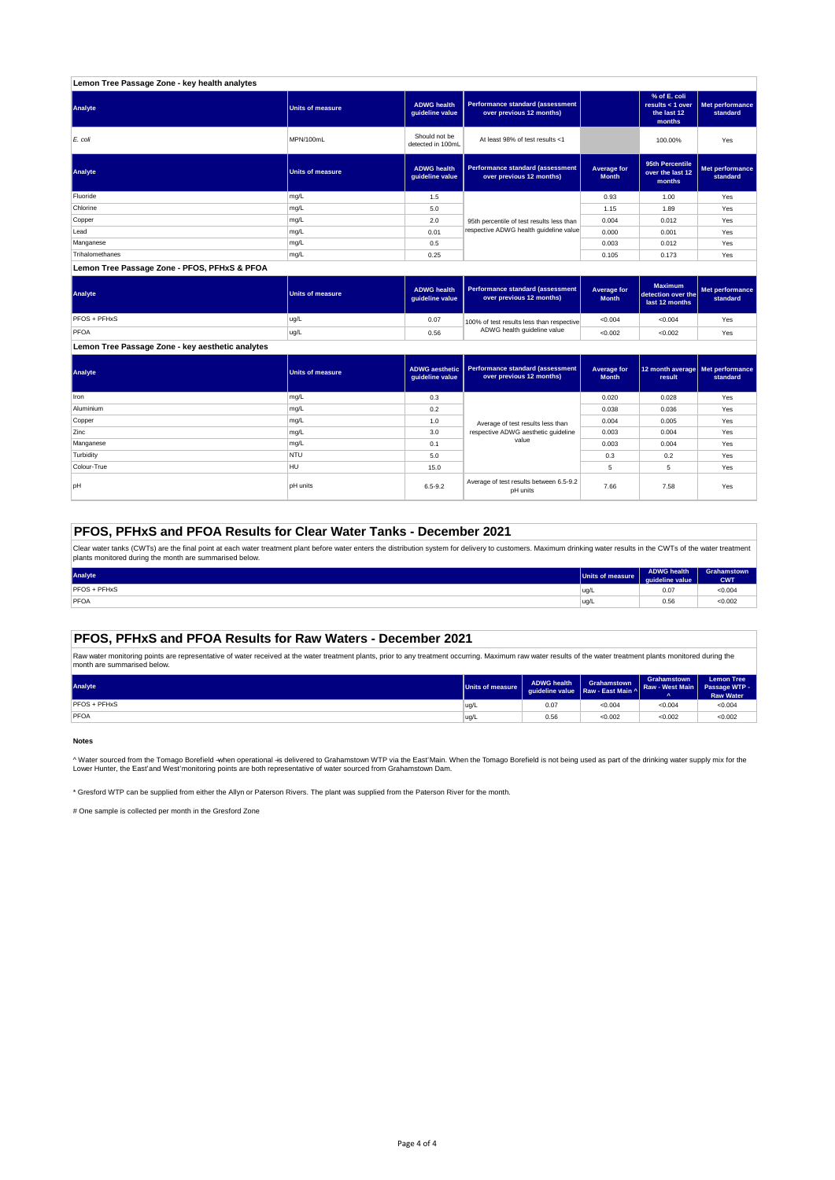### Lemon Tree Passage Zone - key health analytes

| Analyte | Units of measure | ADWG health guideline value | Performance standard (assessment over previous 12 months) | | % of E. coli results < 1 over the last 12 months | Met performance standard |
|---|---|---|---|---|---|---|
| *E. coli* | MPN/100mL | Should not be detected in 100mL | At least 98% of test results <1 | | 100.00% | Yes |

| Analyte | Units of measure | ADWG health guideline value | Performance standard (assessment over previous 12 months) | Average for Month | 95th Percentile over the last 12 months | Met performance standard |
|---|---|---|---|---|---|---|
| Fluoride | mg/L | 1.5 | 95th percentile of test results less than respective ADWG health guideline value | 0.93 | 1.00 | Yes |
| Chlorine | mg/L | 5.0 | | 1.15 | 1.89 | Yes |
| Copper | mg/L | 2.0 | | 0.004 | 0.012 | Yes |
| Lead | mg/L | 0.01 | | 0.000 | 0.001 | Yes |
| Manganese | mg/L | 0.5 | | 0.003 | 0.012 | Yes |
| Trihalomethanes | mg/L | 0.25 | | 0.105 | 0.173 | Yes |

### Lemon Tree Passage Zone - PFOS, PFHxS & PFOA

| Analyte | Units of measure | ADWG health guideline value | Performance standard (assessment over previous 12 months) | Average for Month | Maximum detection over the last 12 months | Met performance standard |
|---|---|---|---|---|---|---|
| PFOS + PFHxS | ug/L | 0.07 | 100% of test results less than respective ADWG health guideline value | <0.004 | <0.004 | Yes |
| PFOA | ug/L | 0.56 | | <0.002 | <0.002 | Yes |

### Lemon Tree Passage Zone - key aesthetic analytes

| Analyte | Units of measure | ADWG aesthetic guideline value | Performance standard (assessment over previous 12 months) | Average for Month | 12 month average result | Met performance standard |
|---|---|---|---|---|---|---|
| Iron | mg/L | 0.3 | Average of test results less than respective ADWG aesthetic guideline value | 0.020 | 0.028 | Yes |
| Aluminium | mg/L | 0.2 | | 0.038 | 0.036 | Yes |
| Copper | mg/L | 1.0 | | 0.004 | 0.005 | Yes |
| Zinc | mg/L | 3.0 | | 0.003 | 0.004 | Yes |
| Manganese | mg/L | 0.1 | | 0.003 | 0.004 | Yes |
| Turbidity | NTU | 5.0 | | 0.3 | 0.2 | Yes |
| Colour-True | HU | 15.0 | | 5 | 5 | Yes |
| pH | pH units | 6.5-9.2 | Average of test results between 6.5-9.2 pH units | 7.66 | 7.58 | Yes |

## PFOS, PFHxS and PFOA Results for Clear Water Tanks - December 2021

Clear water tanks (CWTs) are the final point at each water treatment plant before water enters the distribution system for delivery to customers. Maximum drinking water results in the CWTs of the water treatment plants monitored during the month are summarised below.

| Analyte | Units of measure | ADWG health guideline value | Grahamstown CWT |
|---|---|---|---|
| PFOS + PFHxS | ug/L | 0.07 | <0.004 |
| PFOA | ug/L | 0.56 | <0.002 |

## PFOS, PFHxS and PFOA Results for Raw Waters - December 2021

Raw water monitoring points are representative of water received at the water treatment plants, prior to any treatment occurring. Maximum raw water results of the water treatment plants monitored during the month are summarised below.

| Analyte | Units of measure | ADWG health guideline value | Grahamstown Raw - East Main ^ | Grahamstown Raw - West Main ^ | Lemon Tree Passage WTP - Raw Water |
|---|---|---|---|---|---|
| PFOS + PFHxS | ug/L | 0.07 | <0.004 | <0.004 | <0.004 |
| PFOA | ug/L | 0.56 | <0.002 | <0.002 | <0.002 |

**Notes**

^ Water sourced from the Tomago Borefield -when operational -is delivered to Grahamstown WTP via the East Main. When the Tomago Borefield is not being used as part of the drinking water supply mix for the Lower Hunter, the East and West monitoring points are both representative of water sourced from Grahamstown Dam.

* Gresford WTP can be supplied from either the Allyn or Paterson Rivers. The plant was supplied from the Paterson River for the month.

# One sample is collected per month in the Gresford Zone